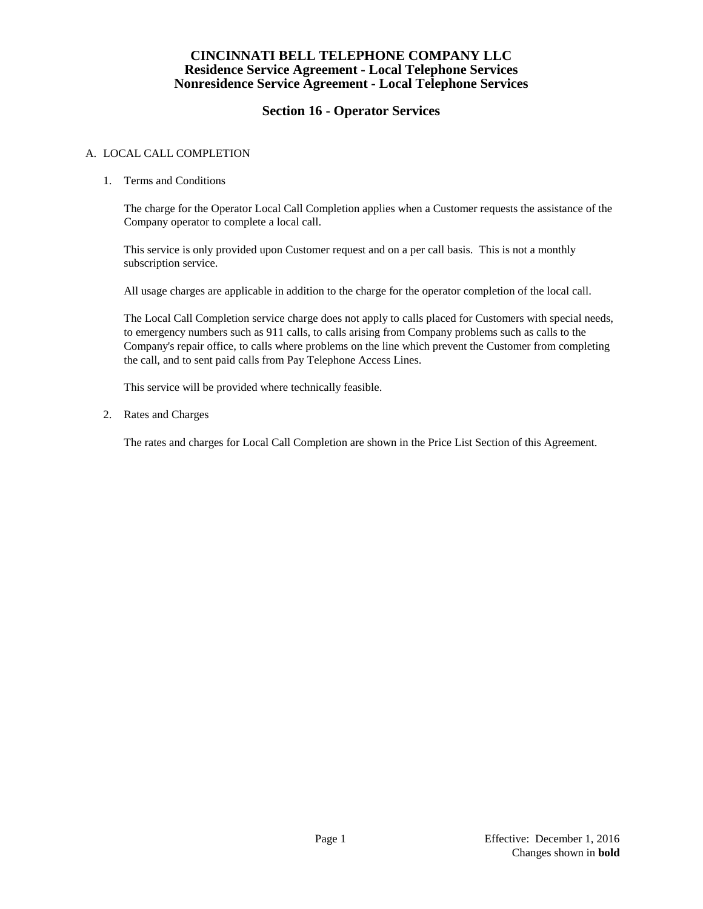# CINCINNATI BELL TELEPHONE COMPANY LLC
## Residence Service Agreement - Local Telephone Services
## Nonresidence Service Agreement - Local Telephone Services

## Section 16 - Operator Services

A. LOCAL CALL COMPLETION

1. Terms and Conditions

   The charge for the Operator Local Call Completion applies when a Customer requests the assistance of the Company operator to complete a local call.

   This service is only provided upon Customer request and on a per call basis. This is not a monthly subscription service.

   All usage charges are applicable in addition to the charge for the operator completion of the local call.

   The Local Call Completion service charge does not apply to calls placed for Customers with special needs, to emergency numbers such as 911 calls, to calls arising from Company problems such as calls to the Company's repair office, to calls where problems on the line which prevent the Customer from completing the call, and to sent paid calls from Pay Telephone Access Lines.

   This service will be provided where technically feasible.

2. Rates and Charges

   The rates and charges for Local Call Completion are shown in the Price List Section of this Agreement.

Effective: December 1, 2016
Changes shown in **bold**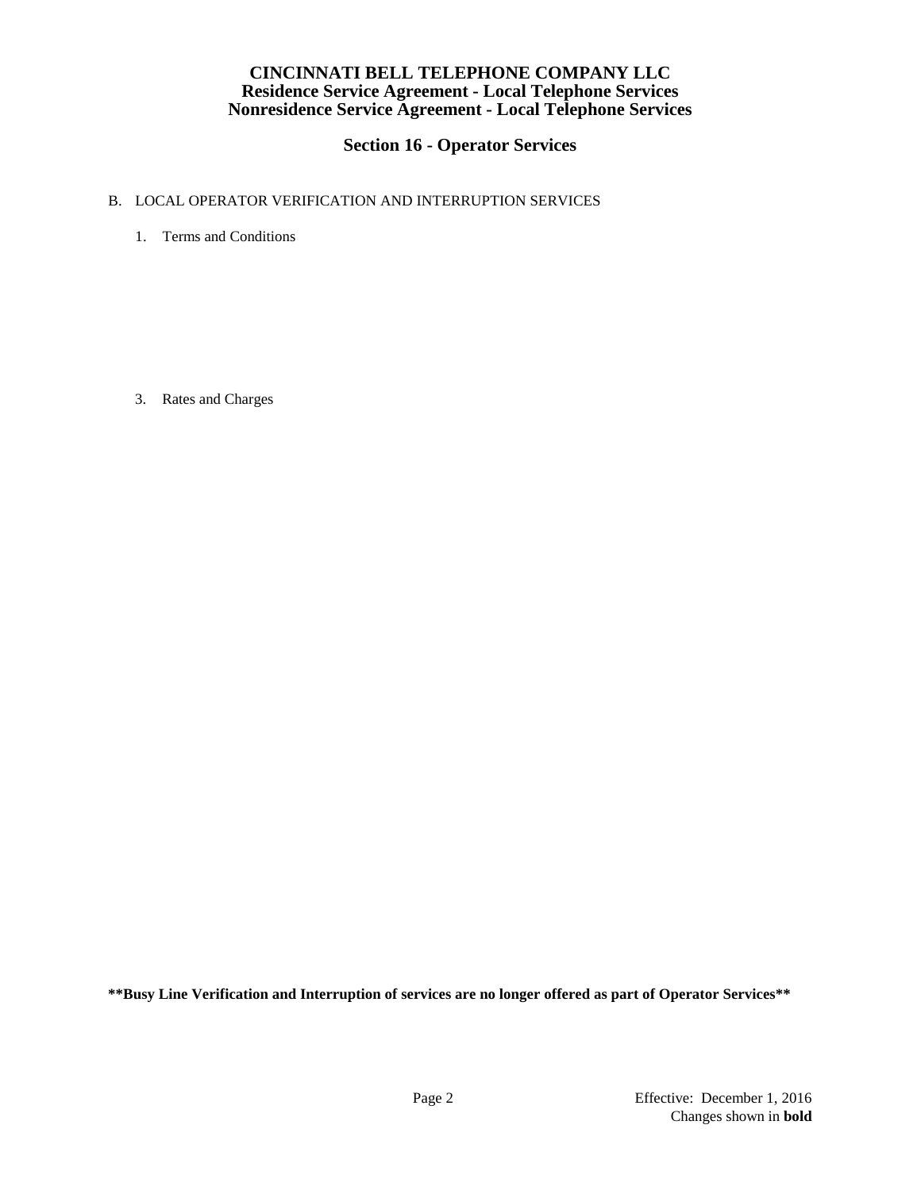# CINCINNATI BELL TELEPHONE COMPANY LLC
## Residence Service Agreement - Local Telephone Services
## Nonresidence Service Agreement - Local Telephone Services

## Section 16 - Operator Services

B. LOCAL OPERATOR VERIFICATION AND INTERRUPTION SERVICES

1. Terms and Conditions

3. Rates and Charges

**\*\*Busy Line Verification and Interruption of services are no longer offered as part of Operator Services\*\***

Effective: December 1, 2016
Changes shown in **bold**